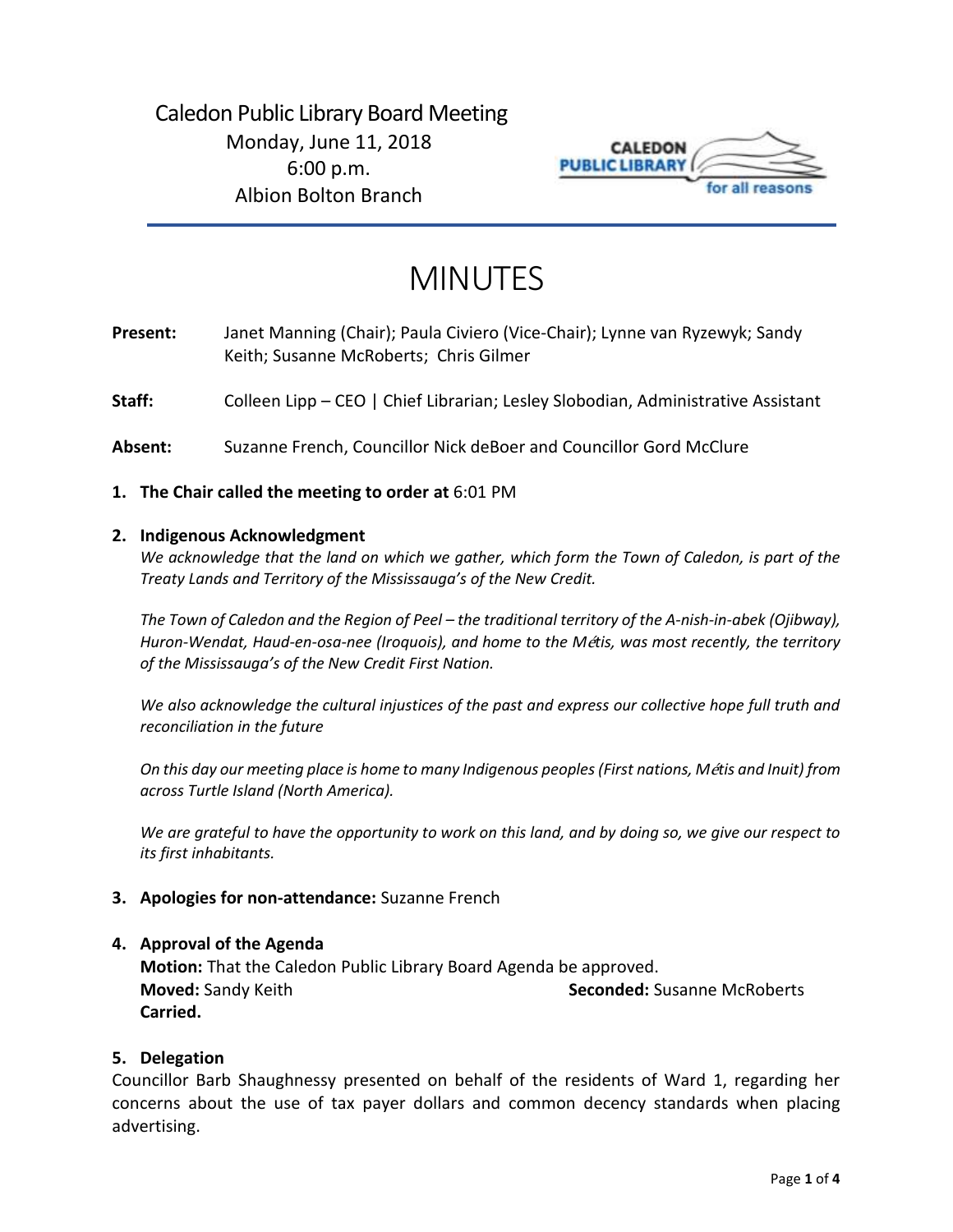# Caledon Public Library Board Meeting

Monday, June 11, 2018
6:00 p.m.
Albion Bolton Branch

# MINUTES

**Present:** Janet Manning (Chair); Paula Civiero (Vice-Chair); Lynne van Ryzewyk; Sandy Keith; Susanne McRoberts; Chris Gilmer

**Staff:** Colleen Lipp – CEO | Chief Librarian; Lesley Slobodian, Administrative Assistant

**Absent:** Suzanne French, Councillor Nick deBoer and Councillor Gord McClure

1. **The Chair called the meeting to order at** 6:01 PM

2. **Indigenous Acknowledgment**

   *We acknowledge that the land on which we gather, which form the Town of Caledon, is part of the Treaty Lands and Territory of the Mississauga's of the New Credit.*

   *The Town of Caledon and the Region of Peel – the traditional territory of the A-nish-in-abek (Ojibway), Huron-Wendat, Haud-en-osa-nee (Iroquois), and home to the Métis, was most recently, the territory of the Mississauga's of the New Credit First Nation.*

   *We also acknowledge the cultural injustices of the past and express our collective hope full truth and reconciliation in the future*

   *On this day our meeting place is home to many Indigenous peoples (First nations, Métis and Inuit) from across Turtle Island (North America).*

   *We are grateful to have the opportunity to work on this land, and by doing so, we give our respect to its first inhabitants.*

3. **Apologies for non-attendance:** Suzanne French

4. **Approval of the Agenda**

   **Motion:** That the Caledon Public Library Board Agenda be approved.
   **Moved:** Sandy Keith **Seconded:** Susanne McRoberts
   **Carried.**

5. **Delegation**

Councillor Barb Shaughnessy presented on behalf of the residents of Ward 1, regarding her concerns about the use of tax payer dollars and common decency standards when placing advertising.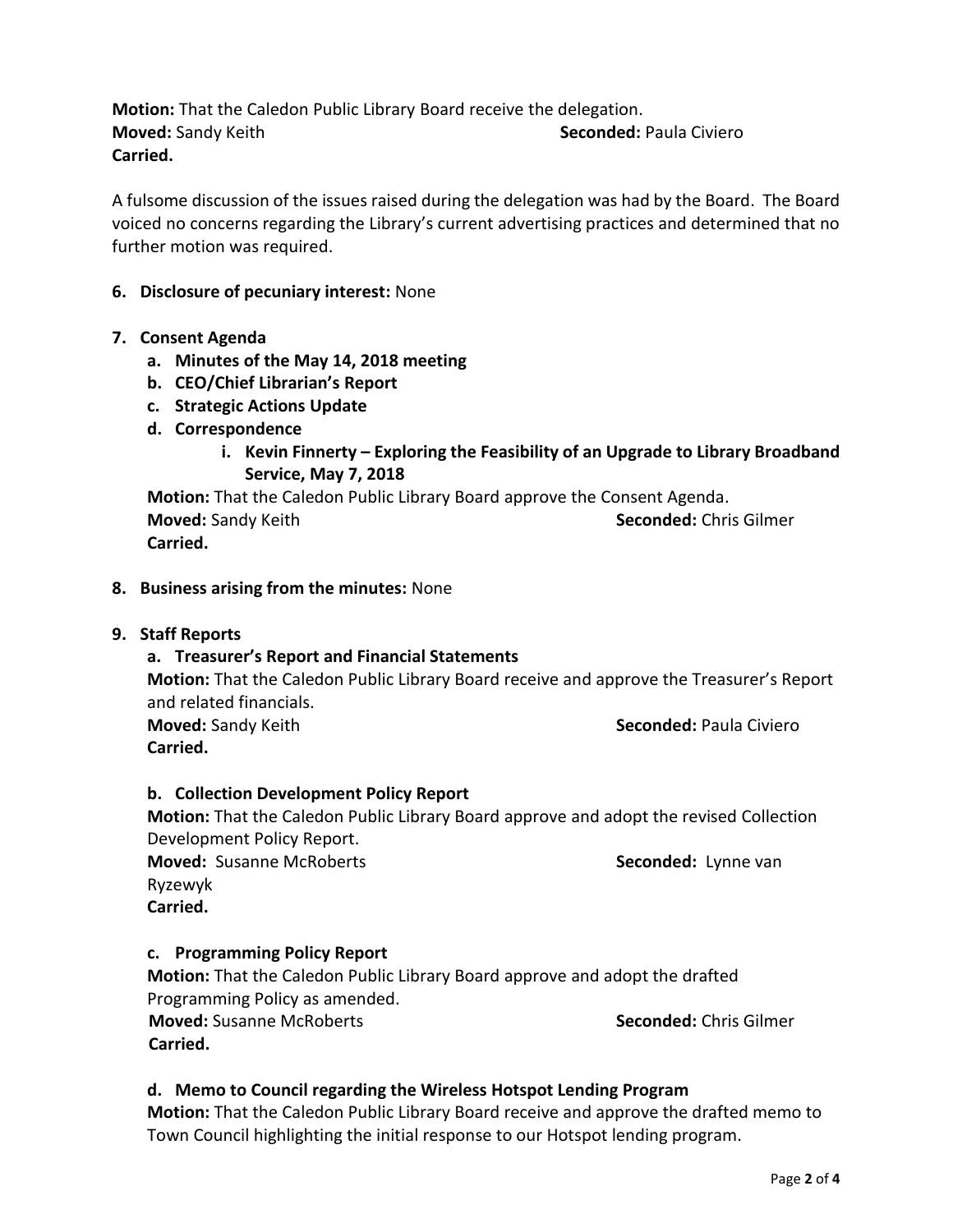**Motion:** That the Caledon Public Library Board receive the delegation.
**Moved:** Sandy Keith **Seconded:** Paula Civiero
**Carried.**

A fulsome discussion of the issues raised during the delegation was had by the Board. The Board voiced no concerns regarding the Library's current advertising practices and determined that no further motion was required.

**6. Disclosure of pecuniary interest:** None

**7. Consent Agenda**

- **a. Minutes of the May 14, 2018 meeting**
- **b. CEO/Chief Librarian's Report**
- **c. Strategic Actions Update**
- **d. Correspondence**
  - **i. Kevin Finnerty – Exploring the Feasibility of an Upgrade to Library Broadband Service, May 7, 2018**

**Motion:** That the Caledon Public Library Board approve the Consent Agenda.
**Moved:** Sandy Keith **Seconded:** Chris Gilmer
**Carried.**

**8. Business arising from the minutes:** None

**9. Staff Reports**

**a. Treasurer's Report and Financial Statements**

**Motion:** That the Caledon Public Library Board receive and approve the Treasurer's Report and related financials.
**Moved:** Sandy Keith **Seconded:** Paula Civiero
**Carried.**

**b. Collection Development Policy Report**

**Motion:** That the Caledon Public Library Board approve and adopt the revised Collection Development Policy Report.
**Moved:** Susanne McRoberts **Seconded:** Lynne van Ryzewyk
**Carried.**

**c. Programming Policy Report**

**Motion:** That the Caledon Public Library Board approve and adopt the drafted Programming Policy as amended.
**Moved:** Susanne McRoberts **Seconded:** Chris Gilmer
**Carried.**

**d. Memo to Council regarding the Wireless Hotspot Lending Program**

**Motion:** That the Caledon Public Library Board receive and approve the drafted memo to Town Council highlighting the initial response to our Hotspot lending program.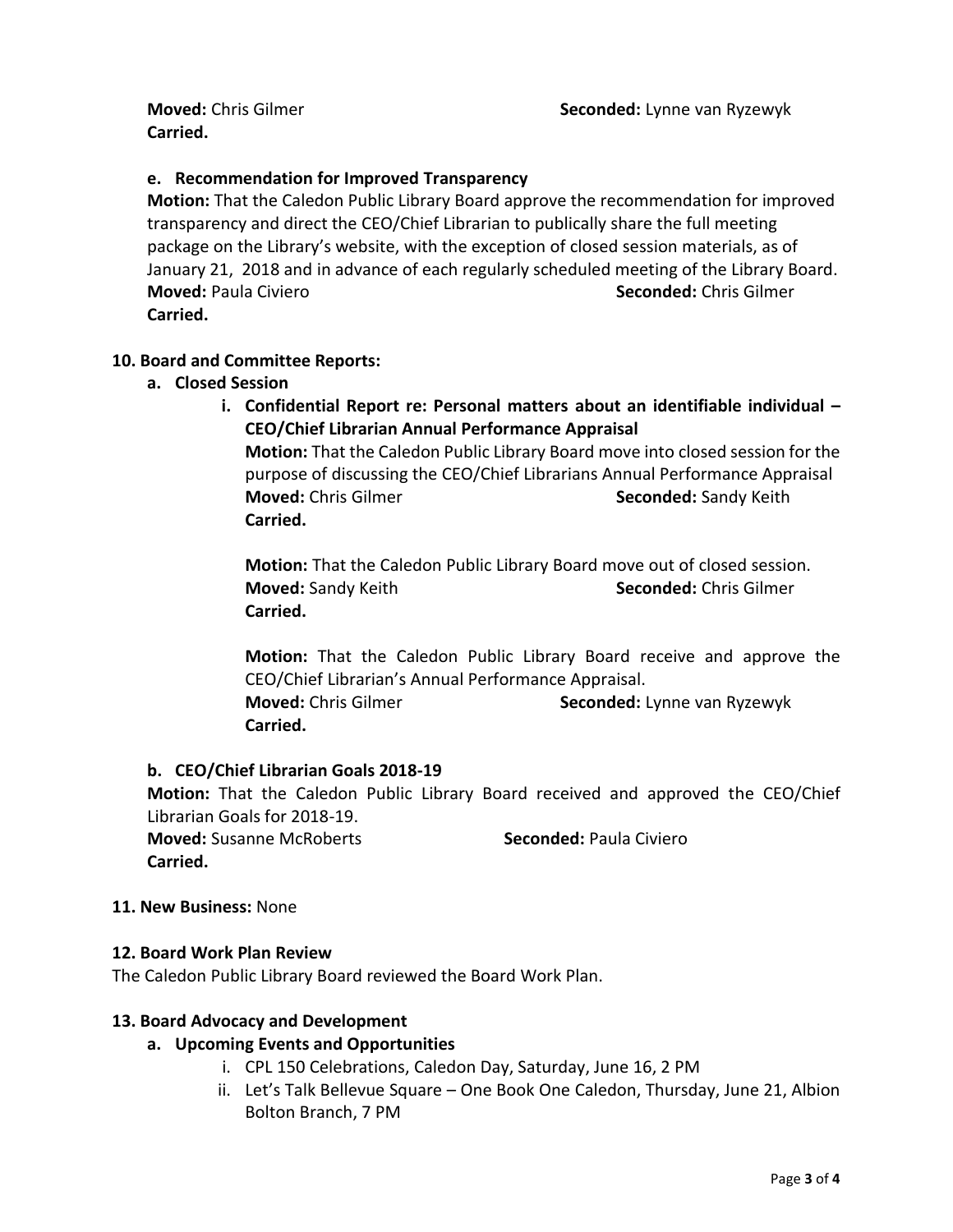**Moved:** Chris Gilmer **Seconded:** Lynne van Ryzewyk
**Carried.**

**e. Recommendation for Improved Transparency**

**Motion:** That the Caledon Public Library Board approve the recommendation for improved transparency and direct the CEO/Chief Librarian to publically share the full meeting package on the Library's website, with the exception of closed session materials, as of January 21, 2018 and in advance of each regularly scheduled meeting of the Library Board.
**Moved:** Paula Civiero **Seconded:** Chris Gilmer
**Carried.**

## 10. Board and Committee Reports:

**a. Closed Session**

**i. Confidential Report re: Personal matters about an identifiable individual – CEO/Chief Librarian Annual Performance Appraisal**

**Motion:** That the Caledon Public Library Board move into closed session for the purpose of discussing the CEO/Chief Librarians Annual Performance Appraisal
**Moved:** Chris Gilmer **Seconded:** Sandy Keith
**Carried.**

**Motion:** That the Caledon Public Library Board move out of closed session.
**Moved:** Sandy Keith **Seconded:** Chris Gilmer
**Carried.**

**Motion:** That the Caledon Public Library Board receive and approve the CEO/Chief Librarian's Annual Performance Appraisal.
**Moved:** Chris Gilmer **Seconded:** Lynne van Ryzewyk
**Carried.**

**b. CEO/Chief Librarian Goals 2018-19**

**Motion:** That the Caledon Public Library Board received and approved the CEO/Chief Librarian Goals for 2018-19.
**Moved:** Susanne McRoberts **Seconded:** Paula Civiero
**Carried.**

## 11. New Business: None

## 12. Board Work Plan Review

The Caledon Public Library Board reviewed the Board Work Plan.

## 13. Board Advocacy and Development

**a. Upcoming Events and Opportunities**

i. CPL 150 Celebrations, Caledon Day, Saturday, June 16, 2 PM
ii. Let's Talk Bellevue Square – One Book One Caledon, Thursday, June 21, Albion Bolton Branch, 7 PM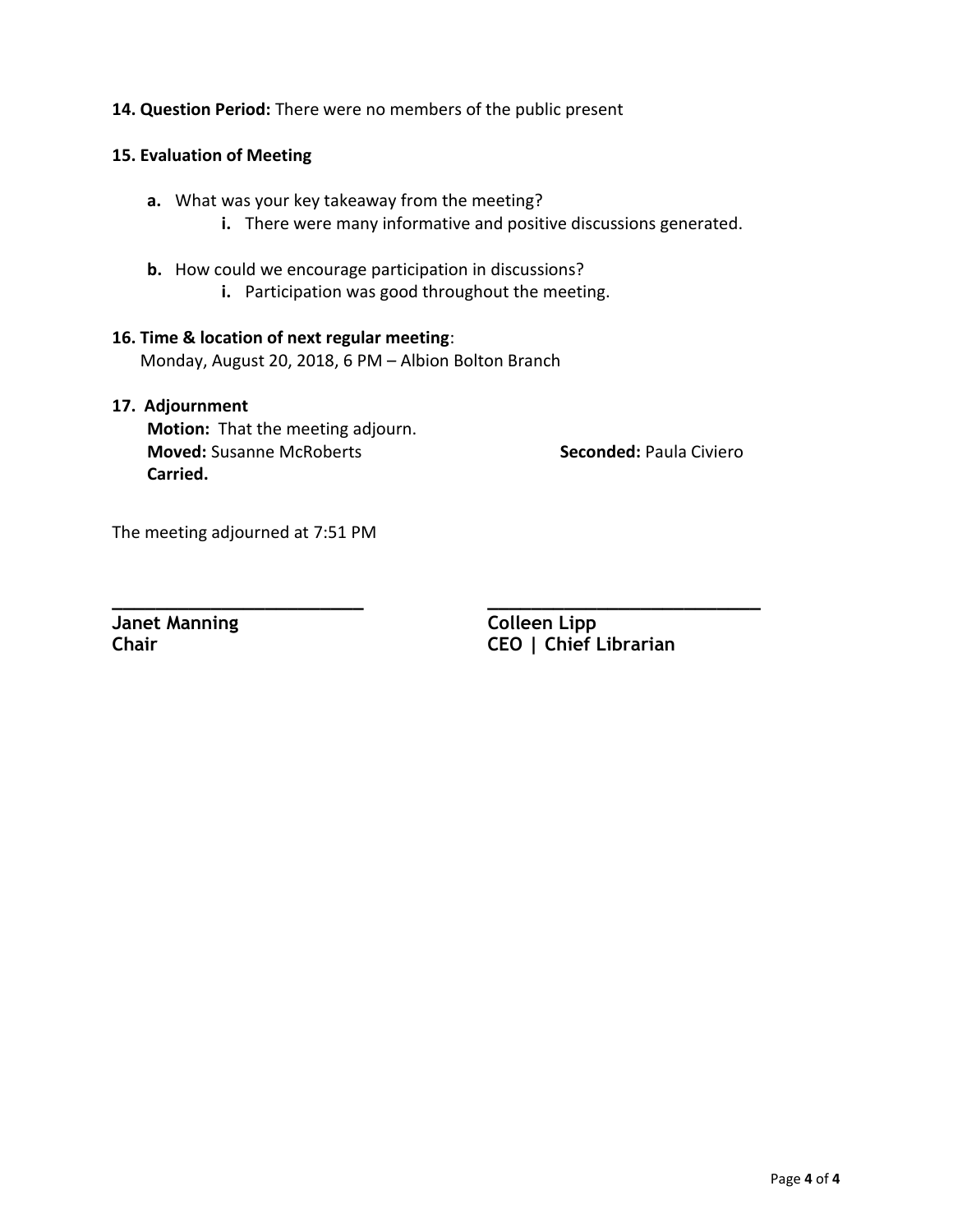**14. Question Period:** There were no members of the public present

**15. Evaluation of Meeting**

- **a.** What was your key takeaway from the meeting?
  - **i.** There were many informative and positive discussions generated.
- **b.** How could we encourage participation in discussions?
  - **i.** Participation was good throughout the meeting.

**16. Time & location of next regular meeting**:
Monday, August 20, 2018, 6 PM – Albion Bolton Branch

**17. Adjournment**

**Motion:** That the meeting adjourn.
**Moved:** Susanne McRoberts **Seconded:** Paula Civiero
**Carried.**

The meeting adjourned at 7:51 PM

\_\_\_\_\_\_\_\_\_\_\_\_\_\_\_\_\_\_\_\_\_\_\_\_\_\_
**Janet Manning**
**Chair**

\_\_\_\_\_\_\_\_\_\_\_\_\_\_\_\_\_\_\_\_\_\_\_\_\_\_
**Colleen Lipp**
**CEO | Chief Librarian**